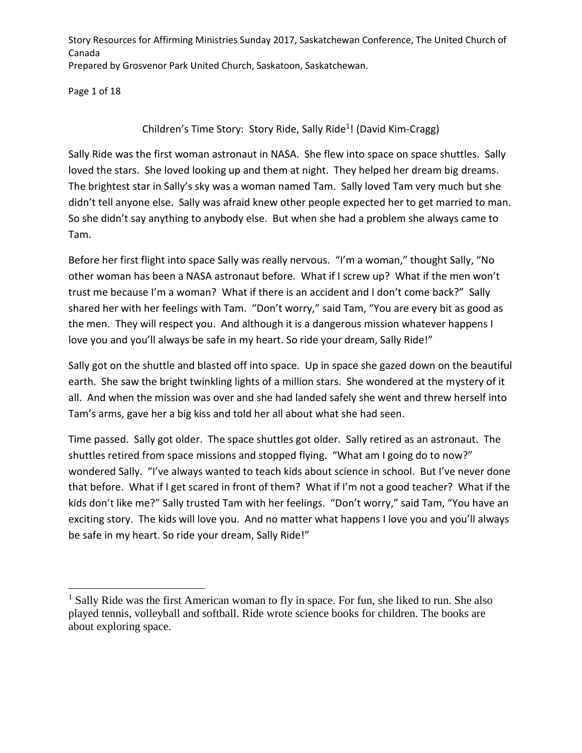## Children's Time Story: Story Ride, Sally Ride[1]! (David Kim-Cragg)

Sally Ride was the first woman astronaut in NASA. She flew into space on space shuttles. Sally loved the stars. She loved looking up and them at night. They helped her dream big dreams. The brightest star in Sally's sky was a woman named Tam. Sally loved Tam very much but she didn't tell anyone else. Sally was afraid knew other people expected her to get married to man. So she didn't say anything to anybody else. But when she had a problem she always came to Tam.

Before her first flight into space Sally was really nervous. "I'm a woman," thought Sally, "No other woman has been a NASA astronaut before. What if I screw up? What if the men won't trust me because I'm a woman? What if there is an accident and I don't come back?" Sally shared her with her feelings with Tam. "Don't worry," said Tam, "You are every bit as good as the men. They will respect you. And although it is a dangerous mission whatever happens I love you and you'll always be safe in my heart. So ride your dream, Sally Ride!"

Sally got on the shuttle and blasted off into space. Up in space she gazed down on the beautiful earth. She saw the bright twinkling lights of a million stars. She wondered at the mystery of it all. And when the mission was over and she had landed safely she went and threw herself into Tam's arms, gave her a big kiss and told her all about what she had seen.

Time passed. Sally got older. The space shuttles got older. Sally retired as an astronaut. The shuttles retired from space missions and stopped flying. "What am I going do to now?" wondered Sally. "I've always wanted to teach kids about science in school. But I've never done that before. What if I get scared in front of them? What if I'm not a good teacher? What if the kids don't like me?" Sally trusted Tam with her feelings. "Don't worry," said Tam, "You have an exciting story. The kids will love you. And no matter what happens I love you and you'll always be safe in my heart. So ride your dream, Sally Ride!"

---

[1] Sally Ride was the first American woman to fly in space. For fun, she liked to run. She also played tennis, volleyball and softball. Ride wrote science books for children. The books are about exploring space.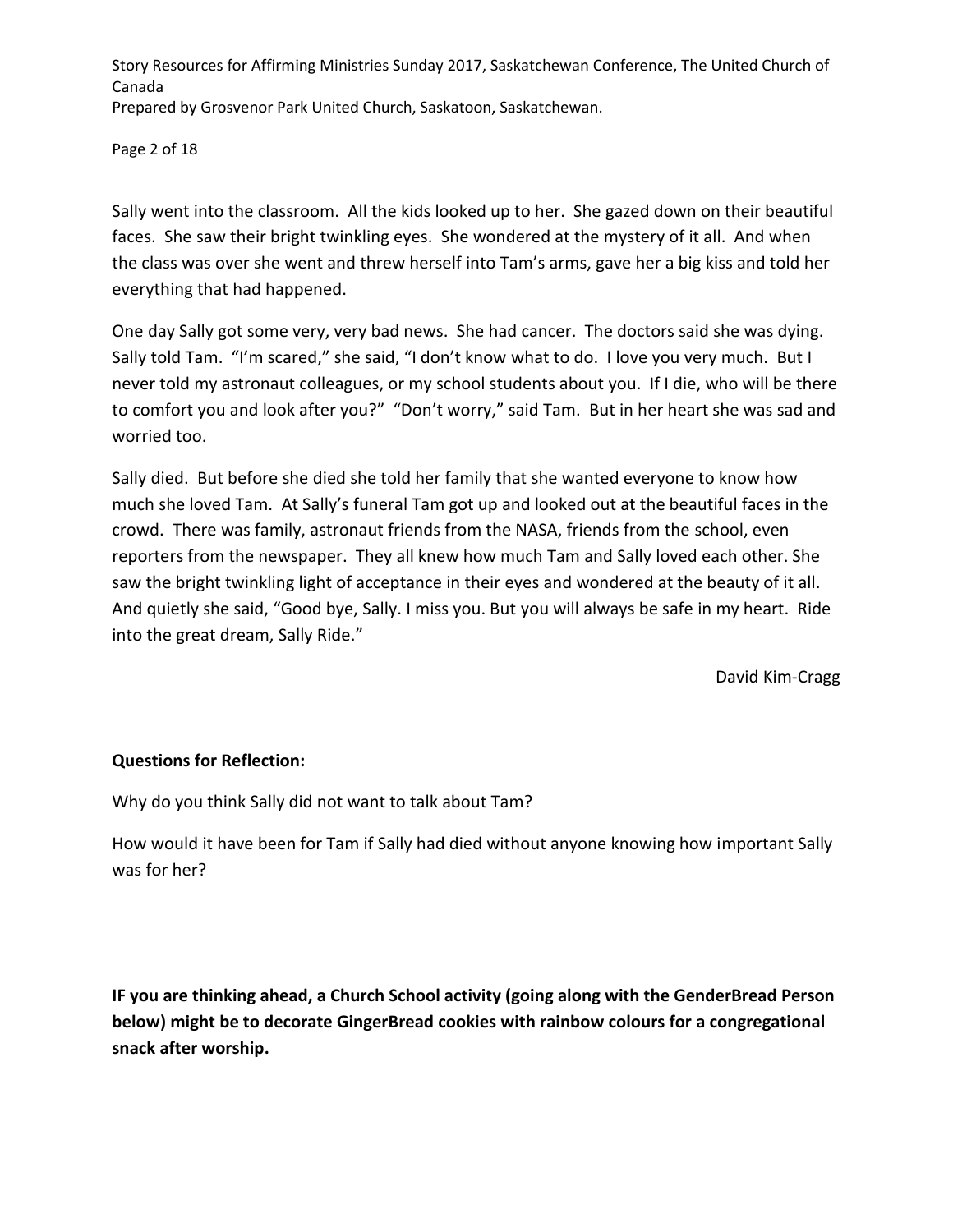Sally went into the classroom. All the kids looked up to her. She gazed down on their beautiful faces. She saw their bright twinkling eyes. She wondered at the mystery of it all. And when the class was over she went and threw herself into Tam's arms, gave her a big kiss and told her everything that had happened.

One day Sally got some very, very bad news. She had cancer. The doctors said she was dying. Sally told Tam. "I'm scared," she said, "I don't know what to do. I love you very much. But I never told my astronaut colleagues, or my school students about you. If I die, who will be there to comfort you and look after you?" "Don't worry," said Tam. But in her heart she was sad and worried too.

Sally died. But before she died she told her family that she wanted everyone to know how much she loved Tam. At Sally's funeral Tam got up and looked out at the beautiful faces in the crowd. There was family, astronaut friends from the NASA, friends from the school, even reporters from the newspaper. They all knew how much Tam and Sally loved each other. She saw the bright twinkling light of acceptance in their eyes and wondered at the beauty of it all. And quietly she said, "Good bye, Sally. I miss you. But you will always be safe in my heart. Ride into the great dream, Sally Ride."

David Kim-Cragg

**Questions for Reflection:**

Why do you think Sally did not want to talk about Tam?

How would it have been for Tam if Sally had died without anyone knowing how important Sally was for her?

**IF you are thinking ahead, a Church School activity (going along with the GenderBread Person below) might be to decorate GingerBread cookies with rainbow colours for a congregational snack after worship.**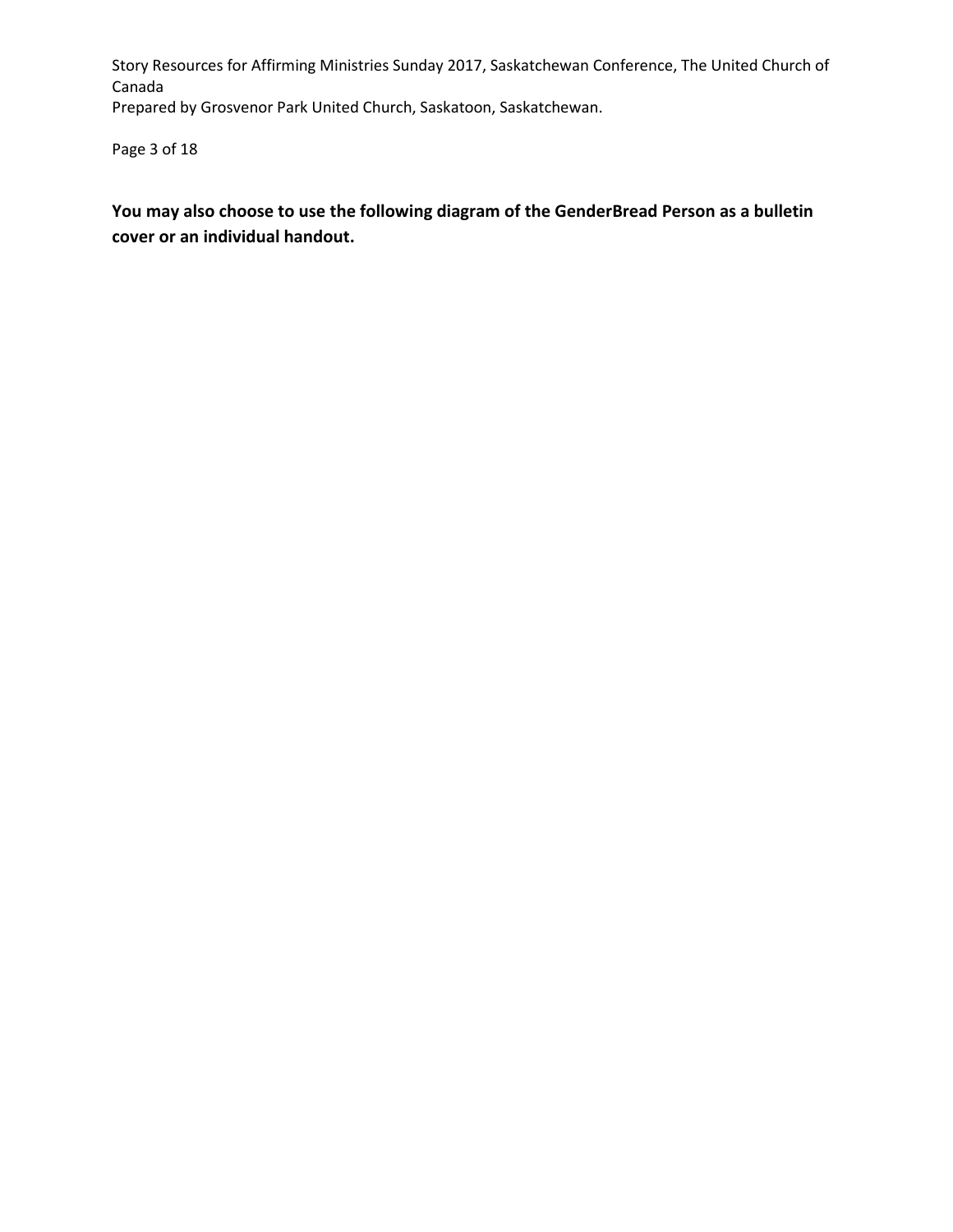**You may also choose to use the following diagram of the GenderBread Person as a bulletin cover or an individual handout.**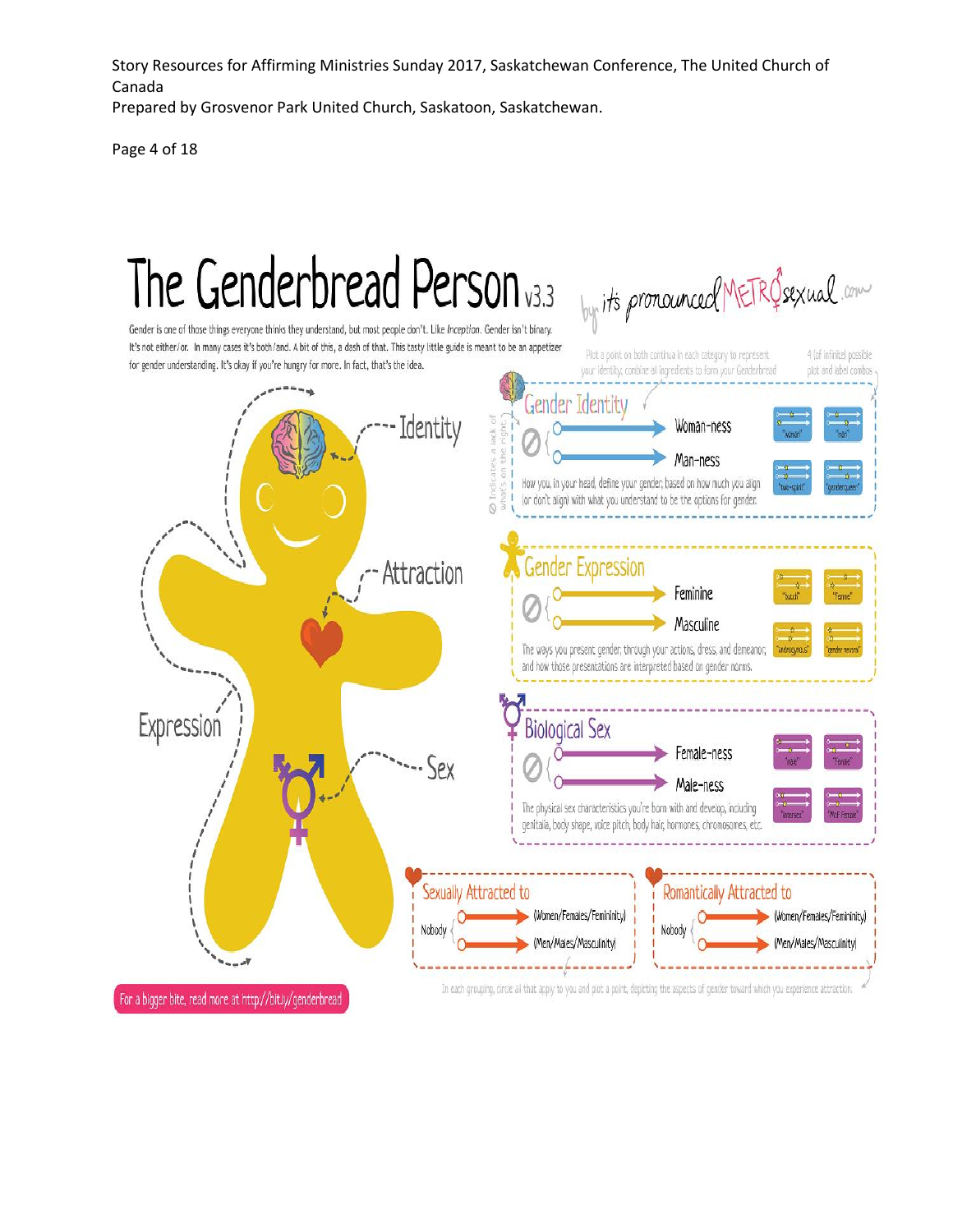# The Genderbread Person v3.3

by its pronounced METROsexual.com

Gender is one of those things everyone thinks they understand, but most people don't. Like *Inception*. Gender isn't binary. It's not either/or. In many cases it's both/and. A bit of this, a dash of that. This tasty little guide is meant to be an appetizer for gender understanding. It's okay if you're hungry for more. In fact, that's the idea.

Identity

Attraction

Expression

Sex

Plot a point on both continua in each category to represent your identity; combine all ingredients to form your Genderbread

4 (of infinite) possible plot and label combos

∅ Indicates a lack of what's on the right side

## Gender Identity

∅ → Woman-ness

∅ → Man-ness

How you, in your head, define your gender, based on how much you align (or don't align) with what you understand to be the options for gender.

"woman" "man" "two-spirit" "genderqueer"

## Gender Expression

∅ → Feminine

∅ → Masculine

The ways you present gender, through your actions, dress, and demeanor, and how those presentations are interpreted based on gender norms.

"butch" "femme" "androgynous" "gender neutral"

## Biological Sex

∅ → Female-ness

∅ → Male-ness

The physical sex characteristics you're born with and develop, including genitalia, body shape, voice pitch, body hair, hormones, chromosomes, etc.

"male" "female" "intersex" "MtF female"

## Sexually Attracted to

Nobody → (Women/Females/Femininity)

Nobody → (Men/Males/Masculinity)

## Romantically Attracted to

Nobody → (Women/Females/Femininity)

Nobody → (Men/Males/Masculinity)

In each grouping, circle all that apply to you and plot a point, depicting the aspects of gender toward which you experience attraction.

For a bigger bite, read more at http://bit.ly/genderbread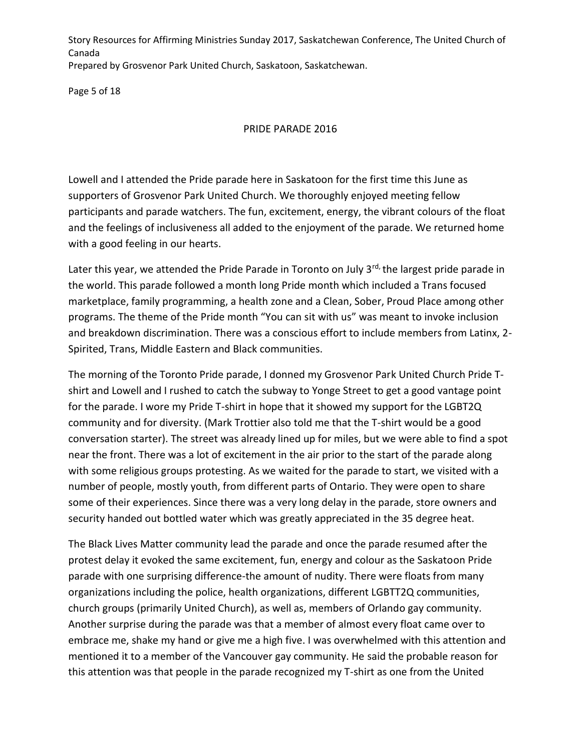## PRIDE PARADE 2016

Lowell and I attended the Pride parade here in Saskatoon for the first time this June as supporters of Grosvenor Park United Church. We thoroughly enjoyed meeting fellow participants and parade watchers. The fun, excitement, energy, the vibrant colours of the float and the feelings of inclusiveness all added to the enjoyment of the parade. We returned home with a good feeling in our hearts.

Later this year, we attended the Pride Parade in Toronto on July 3rd, the largest pride parade in the world. This parade followed a month long Pride month which included a Trans focused marketplace, family programming, a health zone and a Clean, Sober, Proud Place among other programs. The theme of the Pride month "You can sit with us" was meant to invoke inclusion and breakdown discrimination. There was a conscious effort to include members from Latinx, 2-Spirited, Trans, Middle Eastern and Black communities.

The morning of the Toronto Pride parade, I donned my Grosvenor Park United Church Pride T-shirt and Lowell and I rushed to catch the subway to Yonge Street to get a good vantage point for the parade. I wore my Pride T-shirt in hope that it showed my support for the LGBT2Q community and for diversity. (Mark Trottier also told me that the T-shirt would be a good conversation starter). The street was already lined up for miles, but we were able to find a spot near the front. There was a lot of excitement in the air prior to the start of the parade along with some religious groups protesting. As we waited for the parade to start, we visited with a number of people, mostly youth, from different parts of Ontario. They were open to share some of their experiences. Since there was a very long delay in the parade, store owners and security handed out bottled water which was greatly appreciated in the 35 degree heat.

The Black Lives Matter community lead the parade and once the parade resumed after the protest delay it evoked the same excitement, fun, energy and colour as the Saskatoon Pride parade with one surprising difference-the amount of nudity. There were floats from many organizations including the police, health organizations, different LGBTT2Q communities, church groups (primarily United Church), as well as, members of Orlando gay community. Another surprise during the parade was that a member of almost every float came over to embrace me, shake my hand or give me a high five. I was overwhelmed with this attention and mentioned it to a member of the Vancouver gay community. He said the probable reason for this attention was that people in the parade recognized my T-shirt as one from the United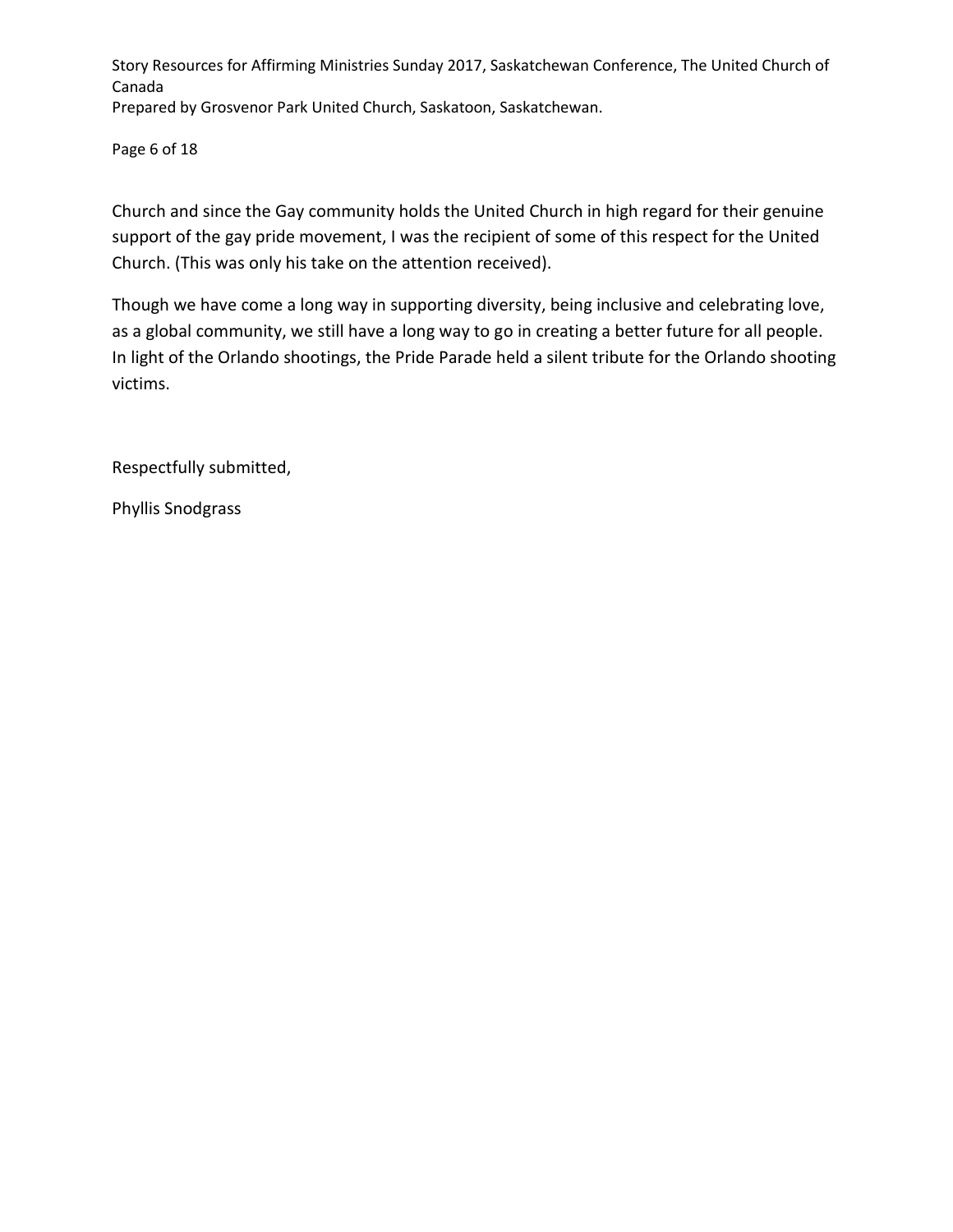Church and since the Gay community holds the United Church in high regard for their genuine support of the gay pride movement, I was the recipient of some of this respect for the United Church. (This was only his take on the attention received).

Though we have come a long way in supporting diversity, being inclusive and celebrating love, as a global community, we still have a long way to go in creating a better future for all people. In light of the Orlando shootings, the Pride Parade held a silent tribute for the Orlando shooting victims.

Respectfully submitted,

Phyllis Snodgrass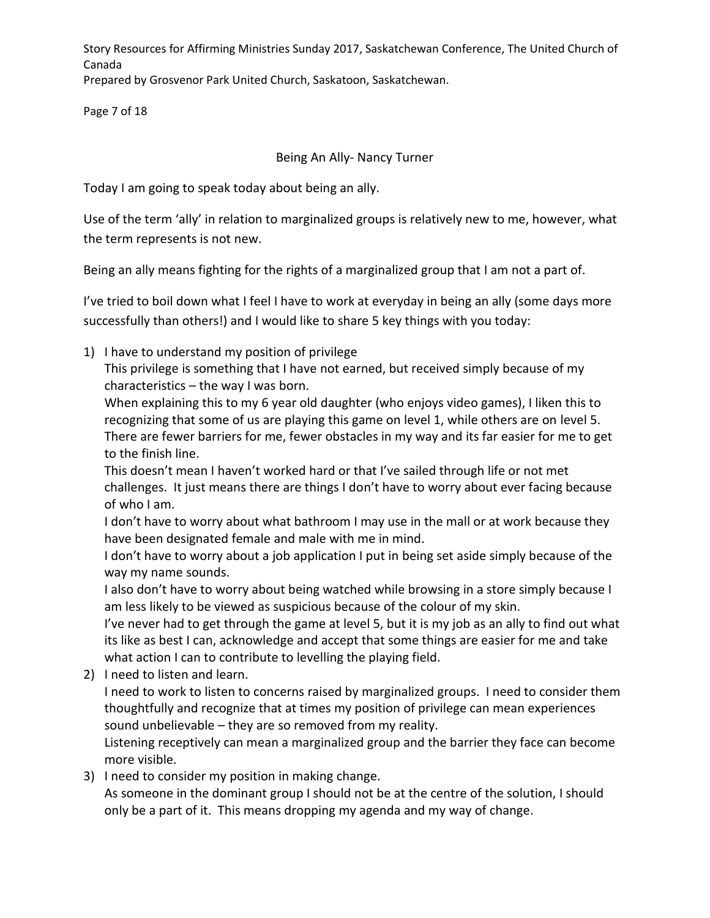## Being An Ally- Nancy Turner

Today I am going to speak today about being an ally.

Use of the term 'ally' in relation to marginalized groups is relatively new to me, however, what the term represents is not new.

Being an ally means fighting for the rights of a marginalized group that I am not a part of.

I've tried to boil down what I feel I have to work at everyday in being an ally (some days more successfully than others!) and I would like to share 5 key things with you today:

1) I have to understand my position of privilege
   This privilege is something that I have not earned, but received simply because of my characteristics – the way I was born.
   When explaining this to my 6 year old daughter (who enjoys video games), I liken this to recognizing that some of us are playing this game on level 1, while others are on level 5. There are fewer barriers for me, fewer obstacles in my way and its far easier for me to get to the finish line.
   This doesn't mean I haven't worked hard or that I've sailed through life or not met challenges. It just means there are things I don't have to worry about ever facing because of who I am.
   I don't have to worry about what bathroom I may use in the mall or at work because they have been designated female and male with me in mind.
   I don't have to worry about a job application I put in being set aside simply because of the way my name sounds.
   I also don't have to worry about being watched while browsing in a store simply because I am less likely to be viewed as suspicious because of the colour of my skin.
   I've never had to get through the game at level 5, but it is my job as an ally to find out what its like as best I can, acknowledge and accept that some things are easier for me and take what action I can to contribute to levelling the playing field.
2) I need to listen and learn.
   I need to work to listen to concerns raised by marginalized groups. I need to consider them thoughtfully and recognize that at times my position of privilege can mean experiences sound unbelievable – they are so removed from my reality.
   Listening receptively can mean a marginalized group and the barrier they face can become more visible.
3) I need to consider my position in making change.
   As someone in the dominant group I should not be at the centre of the solution, I should only be a part of it. This means dropping my agenda and my way of change.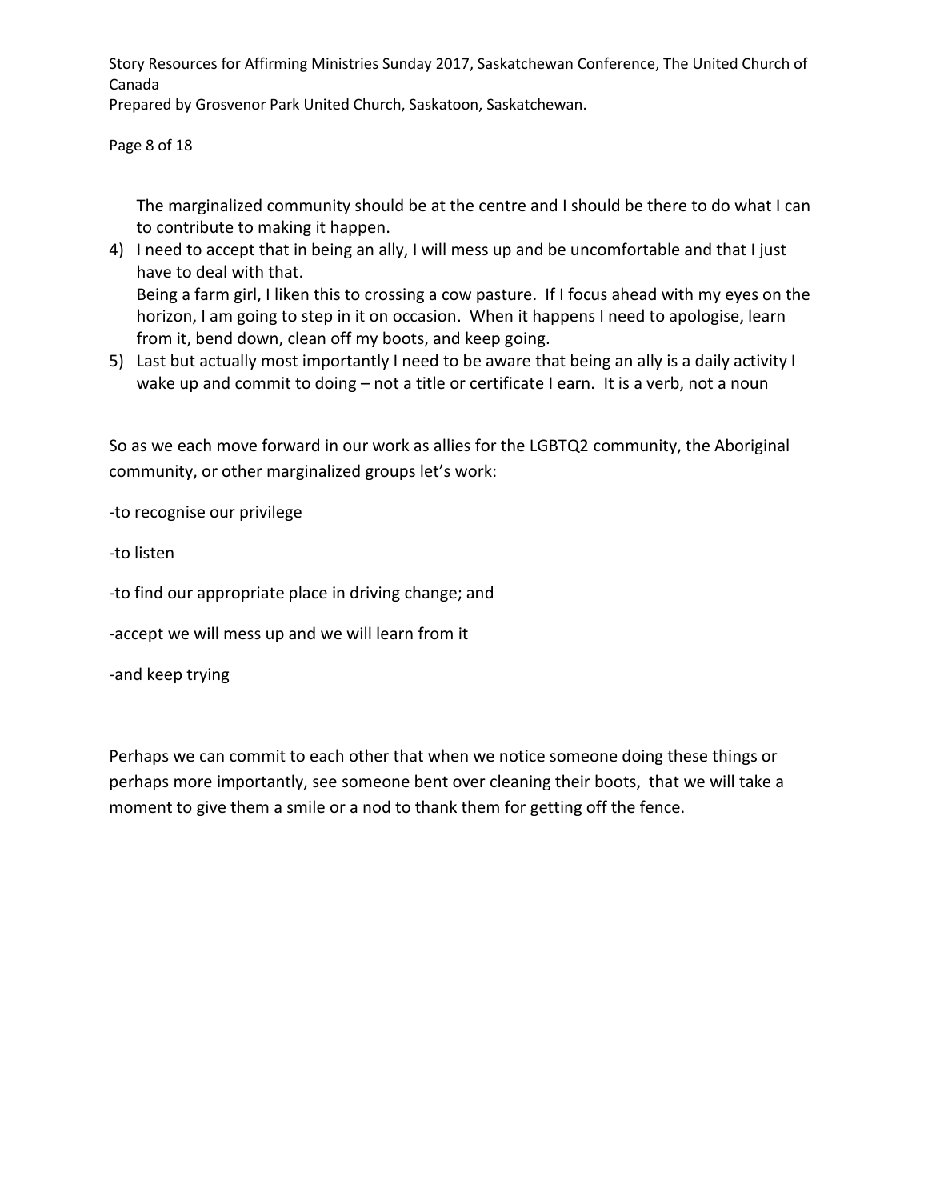The marginalized community should be at the centre and I should be there to do what I can to contribute to making it happen.

4) I need to accept that in being an ally, I will mess up and be uncomfortable and that I just have to deal with that.
   Being a farm girl, I liken this to crossing a cow pasture. If I focus ahead with my eyes on the horizon, I am going to step in it on occasion. When it happens I need to apologise, learn from it, bend down, clean off my boots, and keep going.
5) Last but actually most importantly I need to be aware that being an ally is a daily activity I wake up and commit to doing – not a title or certificate I earn. It is a verb, not a noun

So as we each move forward in our work as allies for the LGBTQ2 community, the Aboriginal community, or other marginalized groups let's work:

-to recognise our privilege

-to listen

-to find our appropriate place in driving change; and

-accept we will mess up and we will learn from it

-and keep trying

Perhaps we can commit to each other that when we notice someone doing these things or perhaps more importantly, see someone bent over cleaning their boots, that we will take a moment to give them a smile or a nod to thank them for getting off the fence.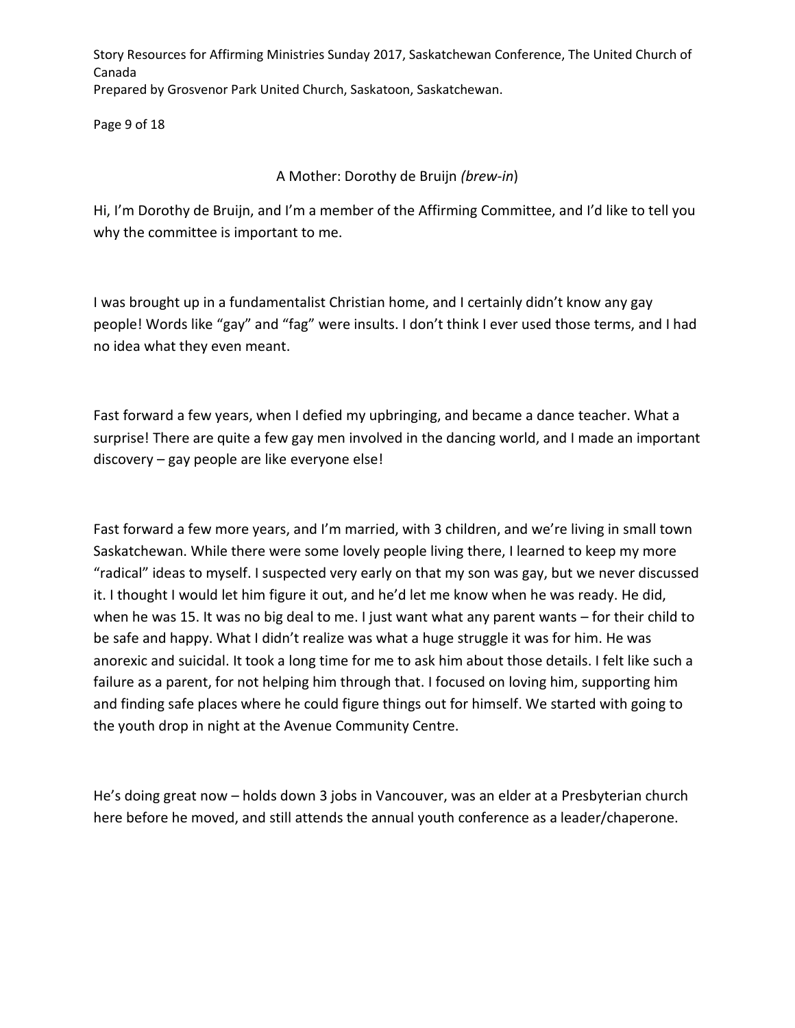## A Mother: Dorothy de Bruijn *(brew-in)*

Hi, I'm Dorothy de Bruijn, and I'm a member of the Affirming Committee, and I'd like to tell you why the committee is important to me.

I was brought up in a fundamentalist Christian home, and I certainly didn't know any gay people! Words like "gay" and "fag" were insults. I don't think I ever used those terms, and I had no idea what they even meant.

Fast forward a few years, when I defied my upbringing, and became a dance teacher. What a surprise! There are quite a few gay men involved in the dancing world, and I made an important discovery – gay people are like everyone else!

Fast forward a few more years, and I'm married, with 3 children, and we're living in small town Saskatchewan. While there were some lovely people living there, I learned to keep my more "radical" ideas to myself. I suspected very early on that my son was gay, but we never discussed it. I thought I would let him figure it out, and he'd let me know when he was ready. He did, when he was 15. It was no big deal to me. I just want what any parent wants – for their child to be safe and happy. What I didn't realize was what a huge struggle it was for him. He was anorexic and suicidal. It took a long time for me to ask him about those details. I felt like such a failure as a parent, for not helping him through that. I focused on loving him, supporting him and finding safe places where he could figure things out for himself. We started with going to the youth drop in night at the Avenue Community Centre.

He's doing great now – holds down 3 jobs in Vancouver, was an elder at a Presbyterian church here before he moved, and still attends the annual youth conference as a leader/chaperone.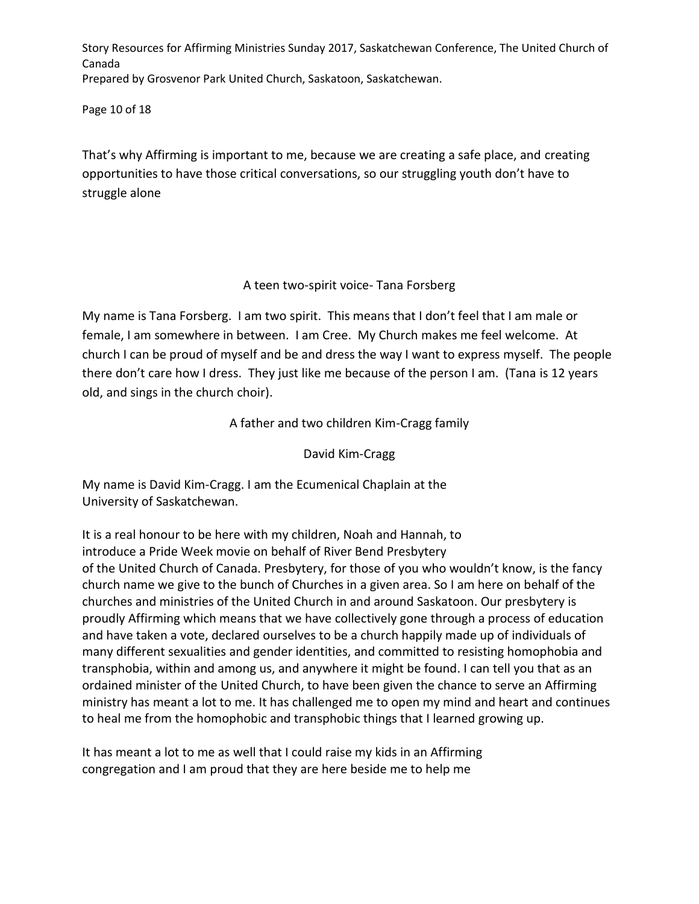That's why Affirming is important to me, because we are creating a safe place, and creating opportunities to have those critical conversations, so our struggling youth don't have to struggle alone

### A teen two-spirit voice- Tana Forsberg

My name is Tana Forsberg. I am two spirit. This means that I don't feel that I am male or female, I am somewhere in between. I am Cree. My Church makes me feel welcome. At church I can be proud of myself and be and dress the way I want to express myself. The people there don't care how I dress. They just like me because of the person I am. (Tana is 12 years old, and sings in the church choir).

### A father and two children Kim-Cragg family

#### David Kim-Cragg

My name is David Kim-Cragg. I am the Ecumenical Chaplain at the University of Saskatchewan.

It is a real honour to be here with my children, Noah and Hannah, to introduce a Pride Week movie on behalf of River Bend Presbytery of the United Church of Canada. Presbytery, for those of you who wouldn't know, is the fancy church name we give to the bunch of Churches in a given area. So I am here on behalf of the churches and ministries of the United Church in and around Saskatoon. Our presbytery is proudly Affirming which means that we have collectively gone through a process of education and have taken a vote, declared ourselves to be a church happily made up of individuals of many different sexualities and gender identities, and committed to resisting homophobia and transphobia, within and among us, and anywhere it might be found. I can tell you that as an ordained minister of the United Church, to have been given the chance to serve an Affirming ministry has meant a lot to me. It has challenged me to open my mind and heart and continues to heal me from the homophobic and transphobic things that I learned growing up.

It has meant a lot to me as well that I could raise my kids in an Affirming congregation and I am proud that they are here beside me to help me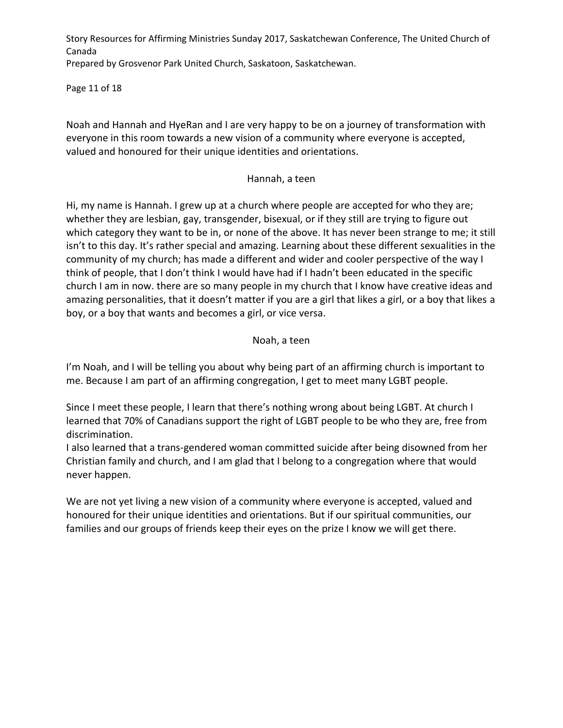Noah and Hannah and HyeRan and I are very happy to be on a journey of transformation with everyone in this room towards a new vision of a community where everyone is accepted, valued and honoured for their unique identities and orientations.

### Hannah, a teen

Hi, my name is Hannah. I grew up at a church where people are accepted for who they are; whether they are lesbian, gay, transgender, bisexual, or if they still are trying to figure out which category they want to be in, or none of the above. It has never been strange to me; it still isn't to this day. It's rather special and amazing. Learning about these different sexualities in the community of my church; has made a different and wider and cooler perspective of the way I think of people, that I don't think I would have had if I hadn't been educated in the specific church I am in now. there are so many people in my church that I know have creative ideas and amazing personalities, that it doesn't matter if you are a girl that likes a girl, or a boy that likes a boy, or a boy that wants and becomes a girl, or vice versa.

### Noah, a teen

I'm Noah, and I will be telling you about why being part of an affirming church is important to me. Because I am part of an affirming congregation, I get to meet many LGBT people.

Since I meet these people, I learn that there's nothing wrong about being LGBT. At church I learned that 70% of Canadians support the right of LGBT people to be who they are, free from discrimination.
I also learned that a trans-gendered woman committed suicide after being disowned from her Christian family and church, and I am glad that I belong to a congregation where that would never happen.

We are not yet living a new vision of a community where everyone is accepted, valued and honoured for their unique identities and orientations. But if our spiritual communities, our families and our groups of friends keep their eyes on the prize I know we will get there.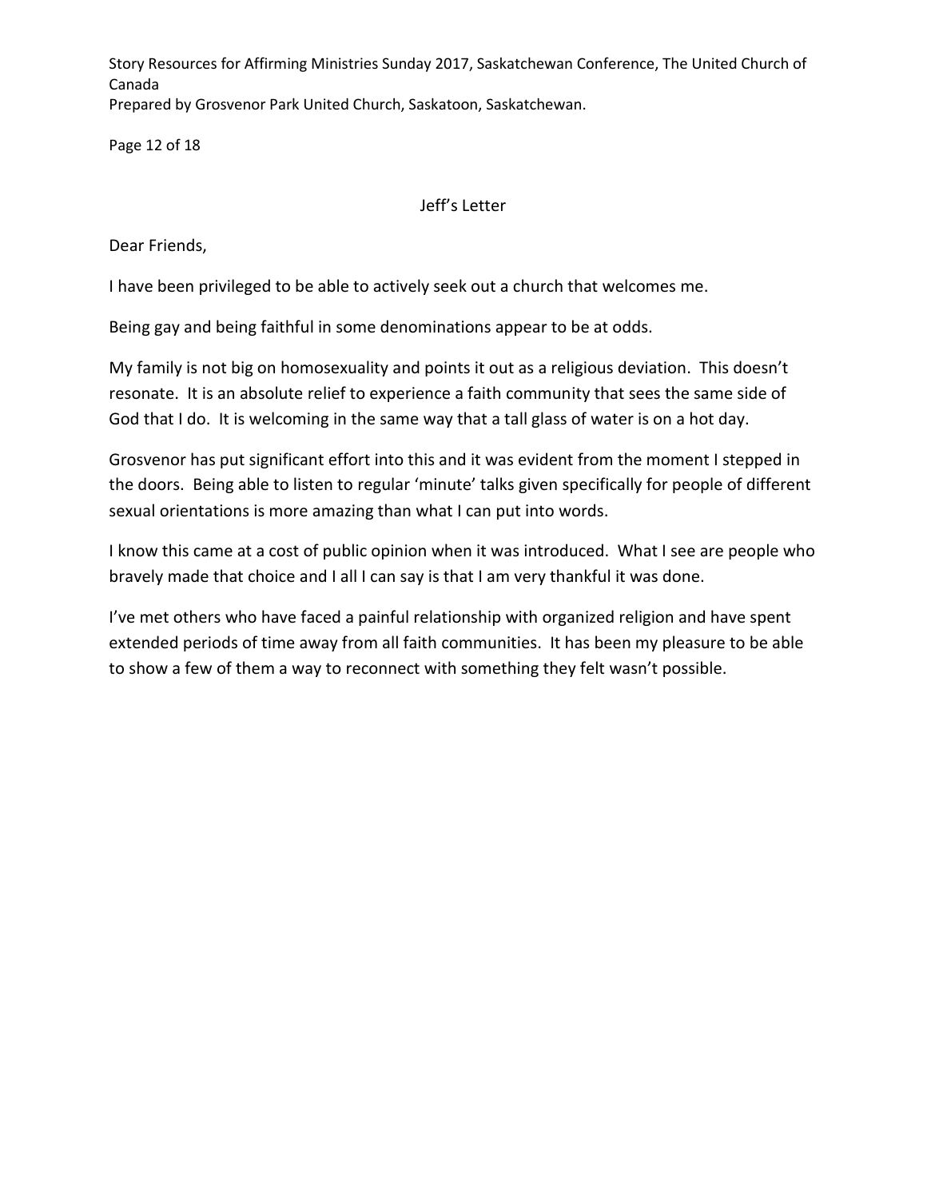## Jeff's Letter

Dear Friends,

I have been privileged to be able to actively seek out a church that welcomes me.

Being gay and being faithful in some denominations appear to be at odds.

My family is not big on homosexuality and points it out as a religious deviation. This doesn't resonate. It is an absolute relief to experience a faith community that sees the same side of God that I do. It is welcoming in the same way that a tall glass of water is on a hot day.

Grosvenor has put significant effort into this and it was evident from the moment I stepped in the doors. Being able to listen to regular 'minute' talks given specifically for people of different sexual orientations is more amazing than what I can put into words.

I know this came at a cost of public opinion when it was introduced. What I see are people who bravely made that choice and I all I can say is that I am very thankful it was done.

I've met others who have faced a painful relationship with organized religion and have spent extended periods of time away from all faith communities. It has been my pleasure to be able to show a few of them a way to reconnect with something they felt wasn't possible.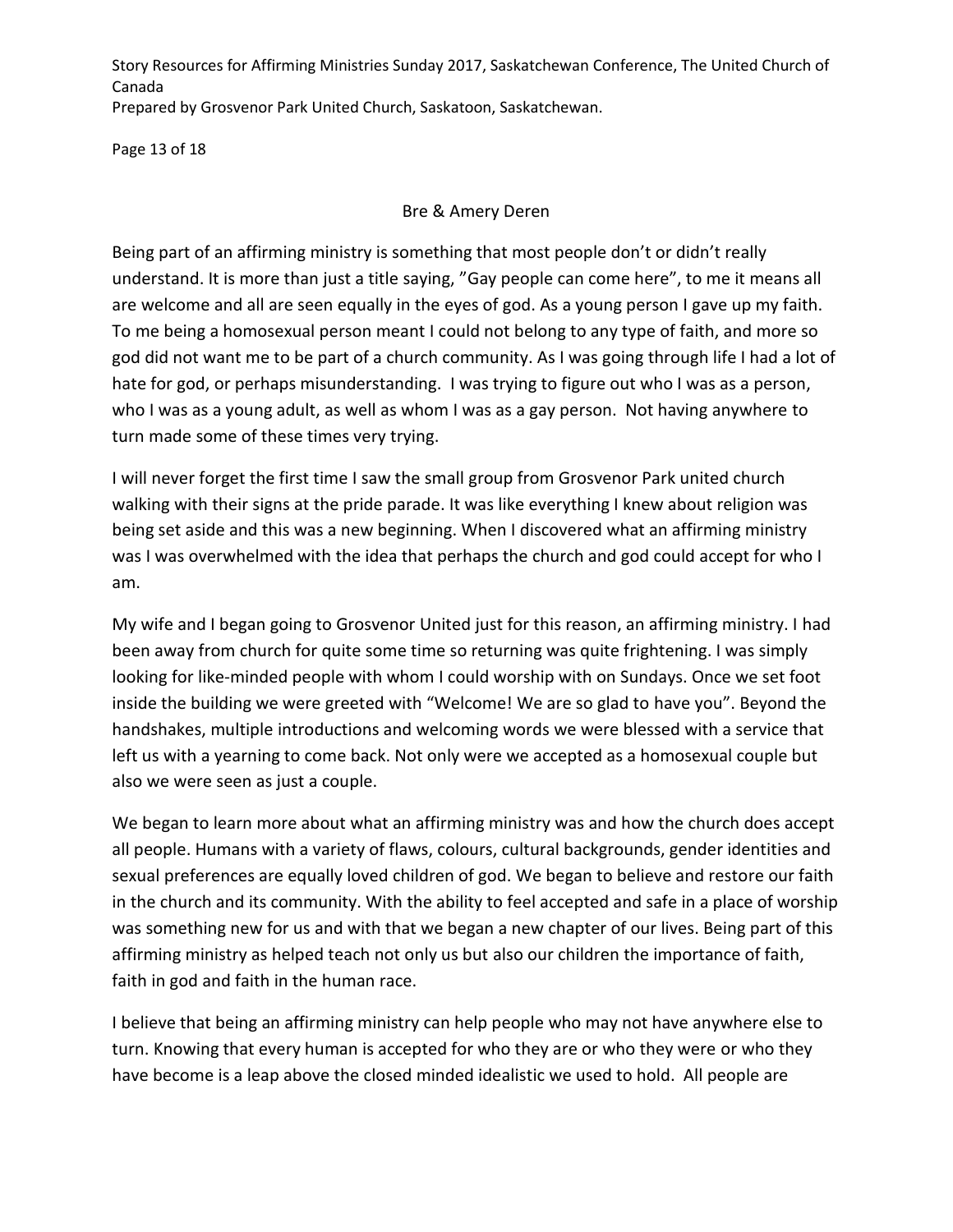## Bre & Amery Deren

Being part of an affirming ministry is something that most people don't or didn't really understand. It is more than just a title saying, "Gay people can come here", to me it means all are welcome and all are seen equally in the eyes of god. As a young person I gave up my faith. To me being a homosexual person meant I could not belong to any type of faith, and more so god did not want me to be part of a church community. As I was going through life I had a lot of hate for god, or perhaps misunderstanding. I was trying to figure out who I was as a person, who I was as a young adult, as well as whom I was as a gay person. Not having anywhere to turn made some of these times very trying.

I will never forget the first time I saw the small group from Grosvenor Park united church walking with their signs at the pride parade. It was like everything I knew about religion was being set aside and this was a new beginning. When I discovered what an affirming ministry was I was overwhelmed with the idea that perhaps the church and god could accept for who I am.

My wife and I began going to Grosvenor United just for this reason, an affirming ministry. I had been away from church for quite some time so returning was quite frightening. I was simply looking for like-minded people with whom I could worship with on Sundays. Once we set foot inside the building we were greeted with "Welcome! We are so glad to have you". Beyond the handshakes, multiple introductions and welcoming words we were blessed with a service that left us with a yearning to come back. Not only were we accepted as a homosexual couple but also we were seen as just a couple.

We began to learn more about what an affirming ministry was and how the church does accept all people. Humans with a variety of flaws, colours, cultural backgrounds, gender identities and sexual preferences are equally loved children of god. We began to believe and restore our faith in the church and its community. With the ability to feel accepted and safe in a place of worship was something new for us and with that we began a new chapter of our lives. Being part of this affirming ministry as helped teach not only us but also our children the importance of faith, faith in god and faith in the human race.

I believe that being an affirming ministry can help people who may not have anywhere else to turn. Knowing that every human is accepted for who they are or who they were or who they have become is a leap above the closed minded idealistic we used to hold. All people are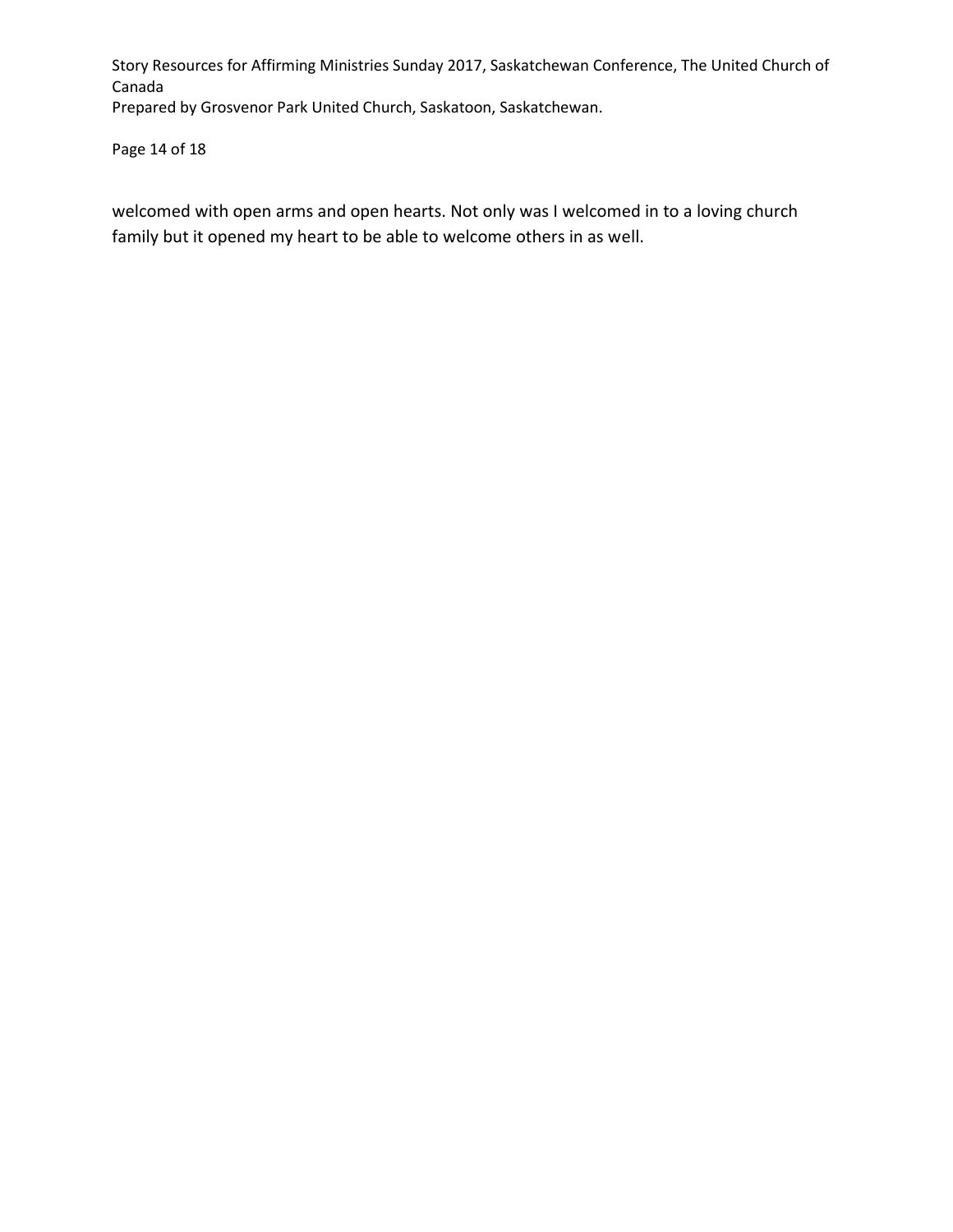welcomed with open arms and open hearts. Not only was I welcomed in to a loving church family but it opened my heart to be able to welcome others in as well.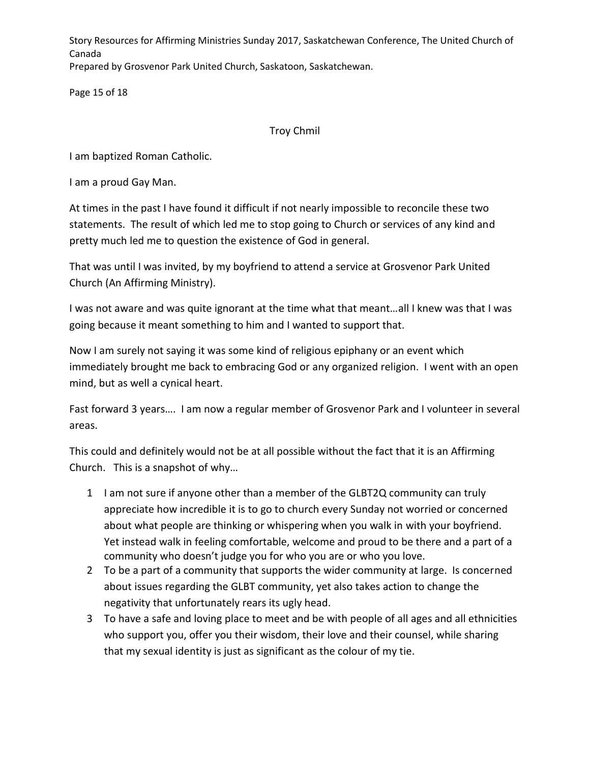## Troy Chmil

I am baptized Roman Catholic.

I am a proud Gay Man.

At times in the past I have found it difficult if not nearly impossible to reconcile these two statements. The result of which led me to stop going to Church or services of any kind and pretty much led me to question the existence of God in general.

That was until I was invited, by my boyfriend to attend a service at Grosvenor Park United Church (An Affirming Ministry).

I was not aware and was quite ignorant at the time what that meant…all I knew was that I was going because it meant something to him and I wanted to support that.

Now I am surely not saying it was some kind of religious epiphany or an event which immediately brought me back to embracing God or any organized religion. I went with an open mind, but as well a cynical heart.

Fast forward 3 years…. I am now a regular member of Grosvenor Park and I volunteer in several areas.

This could and definitely would not be at all possible without the fact that it is an Affirming Church. This is a snapshot of why…

1. I am not sure if anyone other than a member of the GLBT2Q community can truly appreciate how incredible it is to go to church every Sunday not worried or concerned about what people are thinking or whispering when you walk in with your boyfriend. Yet instead walk in feeling comfortable, welcome and proud to be there and a part of a community who doesn't judge you for who you are or who you love.
2. To be a part of a community that supports the wider community at large. Is concerned about issues regarding the GLBT community, yet also takes action to change the negativity that unfortunately rears its ugly head.
3. To have a safe and loving place to meet and be with people of all ages and all ethnicities who support you, offer you their wisdom, their love and their counsel, while sharing that my sexual identity is just as significant as the colour of my tie.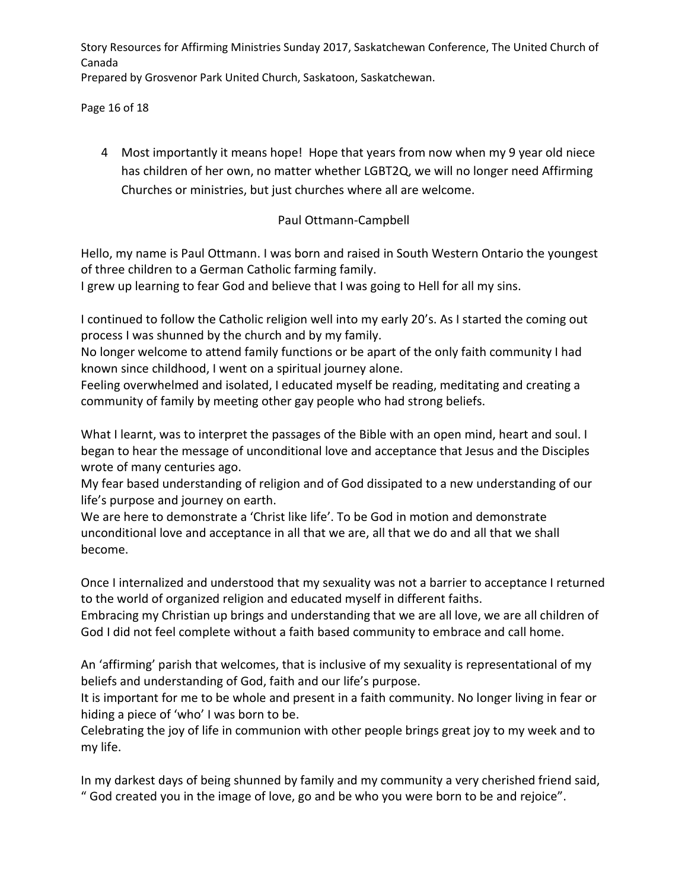4 Most importantly it means hope! Hope that years from now when my 9 year old niece has children of her own, no matter whether LGBT2Q, we will no longer need Affirming Churches or ministries, but just churches where all are welcome.

Paul Ottmann-Campbell

Hello, my name is Paul Ottmann. I was born and raised in South Western Ontario the youngest of three children to a German Catholic farming family.
I grew up learning to fear God and believe that I was going to Hell for all my sins.

I continued to follow the Catholic religion well into my early 20's. As I started the coming out process I was shunned by the church and by my family.
No longer welcome to attend family functions or be apart of the only faith community I had known since childhood, I went on a spiritual journey alone.
Feeling overwhelmed and isolated, I educated myself be reading, meditating and creating a community of family by meeting other gay people who had strong beliefs.

What I learnt, was to interpret the passages of the Bible with an open mind, heart and soul. I began to hear the message of unconditional love and acceptance that Jesus and the Disciples wrote of many centuries ago.
My fear based understanding of religion and of God dissipated to a new understanding of our life's purpose and journey on earth.
We are here to demonstrate a 'Christ like life'. To be God in motion and demonstrate unconditional love and acceptance in all that we are, all that we do and all that we shall become.

Once I internalized and understood that my sexuality was not a barrier to acceptance I returned to the world of organized religion and educated myself in different faiths.
Embracing my Christian up brings and understanding that we are all love, we are all children of God I did not feel complete without a faith based community to embrace and call home.

An 'affirming' parish that welcomes, that is inclusive of my sexuality is representational of my beliefs and understanding of God, faith and our life's purpose.
It is important for me to be whole and present in a faith community. No longer living in fear or hiding a piece of 'who' I was born to be.
Celebrating the joy of life in communion with other people brings great joy to my week and to my life.

In my darkest days of being shunned by family and my community a very cherished friend said, " God created you in the image of love, go and be who you were born to be and rejoice".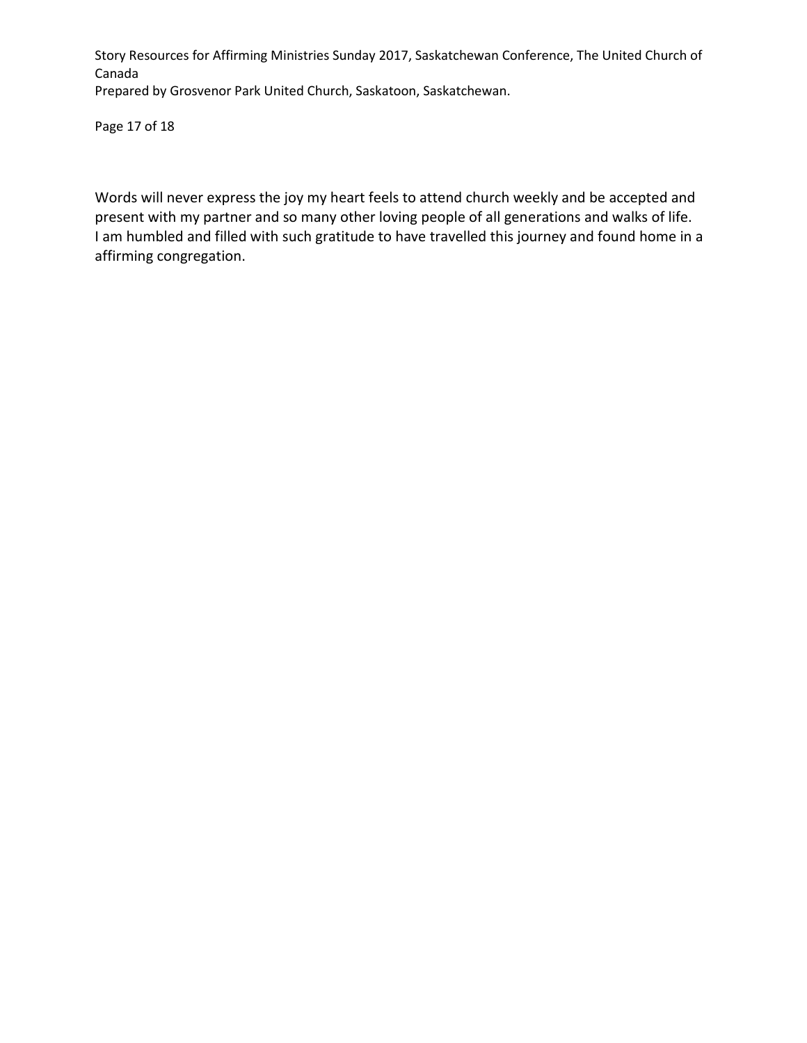Words will never express the joy my heart feels to attend church weekly and be accepted and present with my partner and so many other loving people of all generations and walks of life. I am humbled and filled with such gratitude to have travelled this journey and found home in a affirming congregation.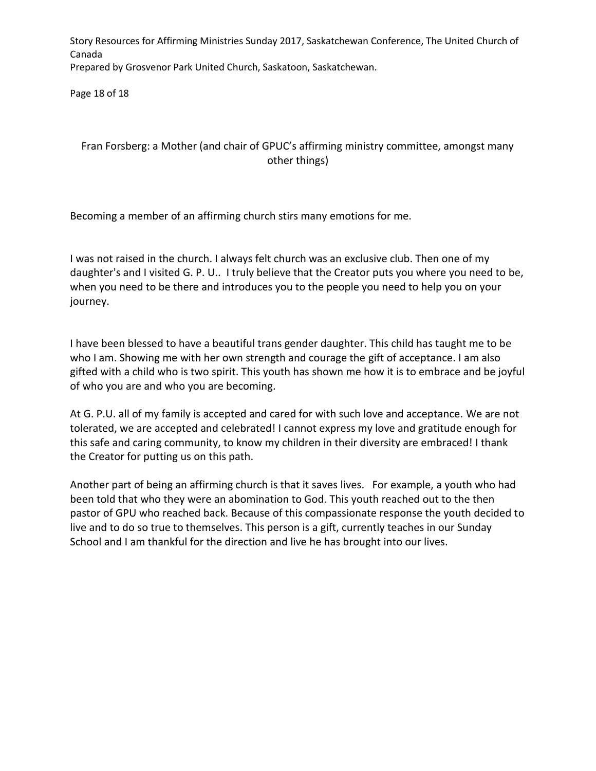Fran Forsberg: a Mother (and chair of GPUC's affirming ministry committee, amongst many other things)

Becoming a member of an affirming church stirs many emotions for me.

I was not raised in the church. I always felt church was an exclusive club. Then one of my daughter's and I visited G. P. U.. I truly believe that the Creator puts you where you need to be, when you need to be there and introduces you to the people you need to help you on your journey.

I have been blessed to have a beautiful trans gender daughter. This child has taught me to be who I am. Showing me with her own strength and courage the gift of acceptance. I am also gifted with a child who is two spirit. This youth has shown me how it is to embrace and be joyful of who you are and who you are becoming.

At G. P.U. all of my family is accepted and cared for with such love and acceptance. We are not tolerated, we are accepted and celebrated! I cannot express my love and gratitude enough for this safe and caring community, to know my children in their diversity are embraced! I thank the Creator for putting us on this path.

Another part of being an affirming church is that it saves lives. For example, a youth who had been told that who they were an abomination to God. This youth reached out to the then pastor of GPU who reached back. Because of this compassionate response the youth decided to live and to do so true to themselves. This person is a gift, currently teaches in our Sunday School and I am thankful for the direction and live he has brought into our lives.